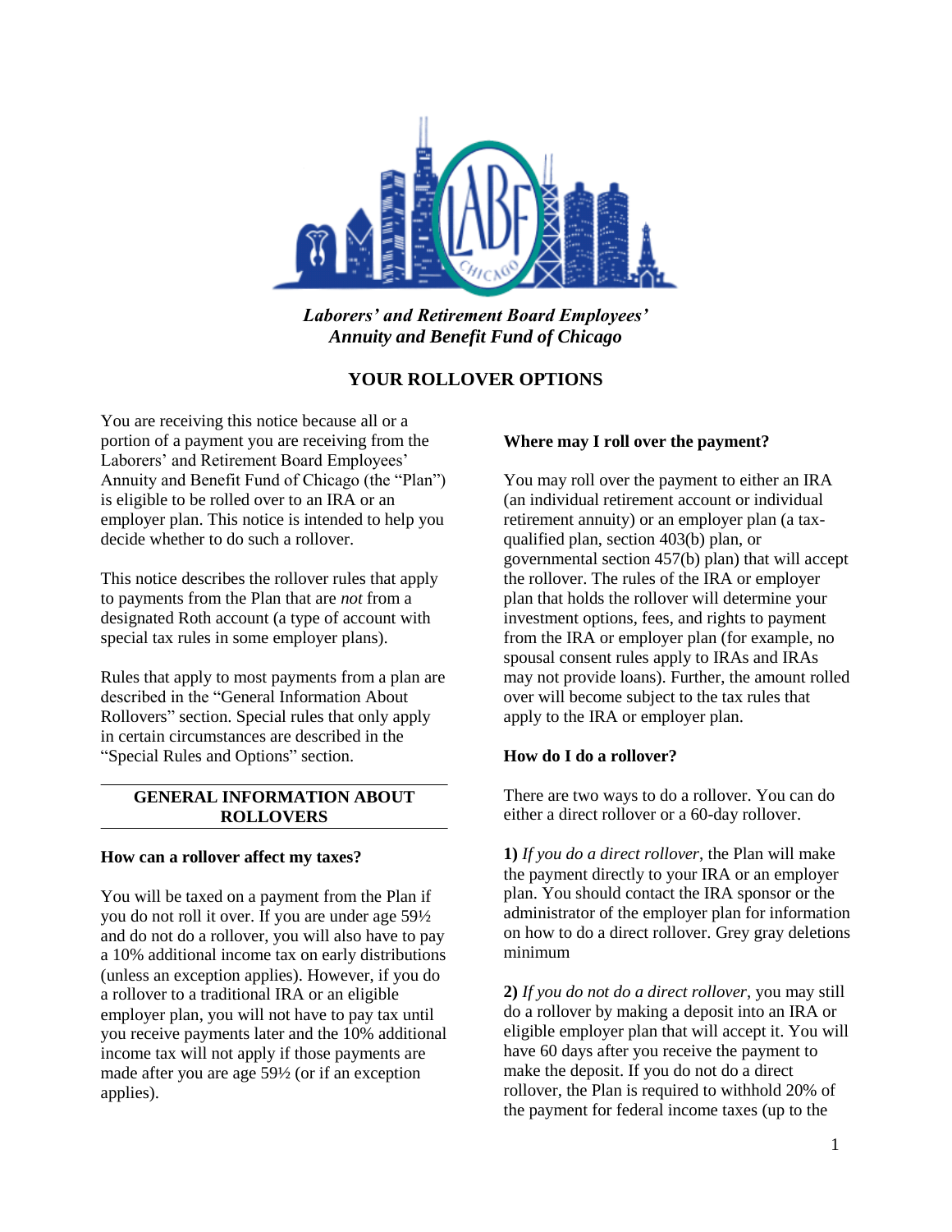*Laborers' and Retirement Board Employees' Annuity and Benefit Fund of Chicago*

# YOUR ROLLOVER OPTIONS

You are receiving this notice because all or a portion of a payment you are receiving from the Laborers' and Retirement Board Employees' Annuity and Benefit Fund of Chicago (the "Plan") is eligible to be rolled over to an IRA or an employer plan. This notice is intended to help you decide whether to do such a rollover.

This notice describes the rollover rules that apply to payments from the Plan that are *not* from a designated Roth account (a type of account with special tax rules in some employer plans).

Rules that apply to most payments from a plan are described in the "General Information About Rollovers" section. Special rules that only apply in certain circumstances are described in the "Special Rules and Options" section.

## GENERAL INFORMATION ABOUT ROLLOVERS

### How can a rollover affect my taxes?

You will be taxed on a payment from the Plan if you do not roll it over. If you are under age 59½ and do not do a rollover, you will also have to pay a 10% additional income tax on early distributions (unless an exception applies). However, if you do a rollover to a traditional IRA or an eligible employer plan, you will not have to pay tax until you receive payments later and the 10% additional income tax will not apply if those payments are made after you are age 59½ (or if an exception applies).

### Where may I roll over the payment?

You may roll over the payment to either an IRA (an individual retirement account or individual retirement annuity) or an employer plan (a tax-qualified plan, section 403(b) plan, or governmental section 457(b) plan) that will accept the rollover. The rules of the IRA or employer plan that holds the rollover will determine your investment options, fees, and rights to payment from the IRA or employer plan (for example, no spousal consent rules apply to IRAs and IRAs may not provide loans). Further, the amount rolled over will become subject to the tax rules that apply to the IRA or employer plan.

### How do I do a rollover?

There are two ways to do a rollover. You can do either a direct rollover or a 60-day rollover.

**1)** *If you do a direct rollover*, the Plan will make the payment directly to your IRA or an employer plan. You should contact the IRA sponsor or the administrator of the employer plan for information on how to do a direct rollover. Grey gray deletions minimum

**2)** *If you do not do a direct rollover*, you may still do a rollover by making a deposit into an IRA or eligible employer plan that will accept it. You will have 60 days after you receive the payment to make the deposit. If you do not do a direct rollover, the Plan is required to withhold 20% of the payment for federal income taxes (up to the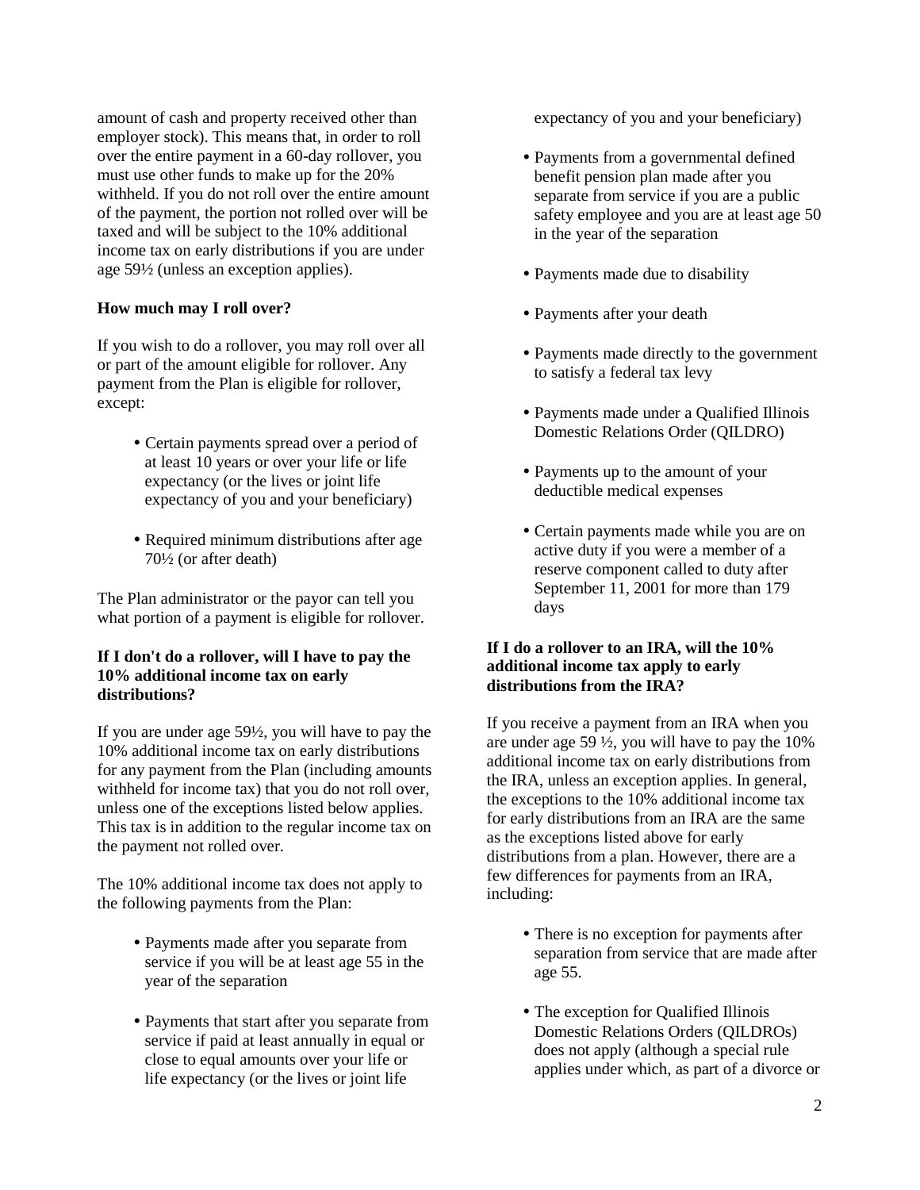amount of cash and property received other than employer stock). This means that, in order to roll over the entire payment in a 60-day rollover, you must use other funds to make up for the 20% withheld. If you do not roll over the entire amount of the payment, the portion not rolled over will be taxed and will be subject to the 10% additional income tax on early distributions if you are under age 59½ (unless an exception applies).

**How much may I roll over?**

If you wish to do a rollover, you may roll over all or part of the amount eligible for rollover. Any payment from the Plan is eligible for rollover, except:

- Certain payments spread over a period of at least 10 years or over your life or life expectancy (or the lives or joint life expectancy of you and your beneficiary)
- Required minimum distributions after age 70½ (or after death)

The Plan administrator or the payor can tell you what portion of a payment is eligible for rollover.

**If I don't do a rollover, will I have to pay the 10% additional income tax on early distributions?**

If you are under age 59½, you will have to pay the 10% additional income tax on early distributions for any payment from the Plan (including amounts withheld for income tax) that you do not roll over, unless one of the exceptions listed below applies. This tax is in addition to the regular income tax on the payment not rolled over.

The 10% additional income tax does not apply to the following payments from the Plan:

- Payments made after you separate from service if you will be at least age 55 in the year of the separation
- Payments that start after you separate from service if paid at least annually in equal or close to equal amounts over your life or life expectancy (or the lives or joint life expectancy of you and your beneficiary)
- Payments from a governmental defined benefit pension plan made after you separate from service if you are a public safety employee and you are at least age 50 in the year of the separation
- Payments made due to disability
- Payments after your death
- Payments made directly to the government to satisfy a federal tax levy
- Payments made under a Qualified Illinois Domestic Relations Order (QILDRO)
- Payments up to the amount of your deductible medical expenses
- Certain payments made while you are on active duty if you were a member of a reserve component called to duty after September 11, 2001 for more than 179 days

**If I do a rollover to an IRA, will the 10% additional income tax apply to early distributions from the IRA?**

If you receive a payment from an IRA when you are under age 59 ½, you will have to pay the 10% additional income tax on early distributions from the IRA, unless an exception applies. In general, the exceptions to the 10% additional income tax for early distributions from an IRA are the same as the exceptions listed above for early distributions from a plan. However, there are a few differences for payments from an IRA, including:

- There is no exception for payments after separation from service that are made after age 55.
- The exception for Qualified Illinois Domestic Relations Orders (QILDROs) does not apply (although a special rule applies under which, as part of a divorce or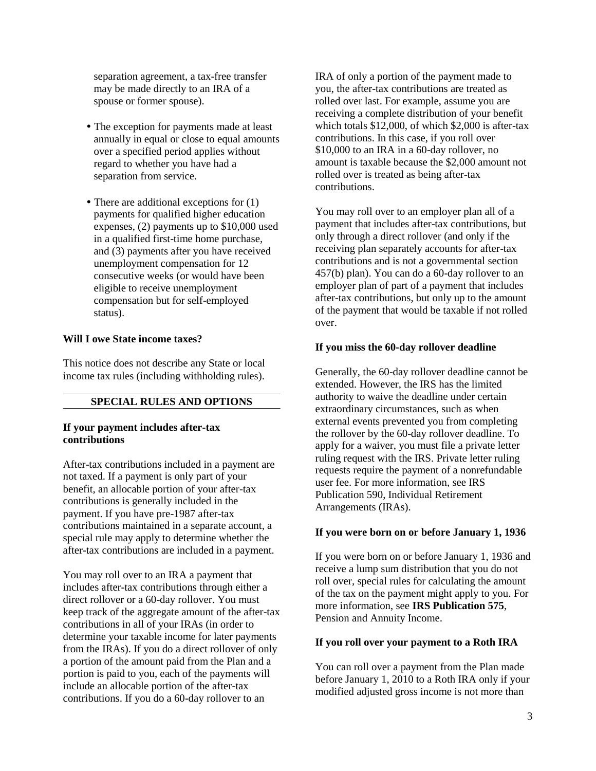separation agreement, a tax-free transfer may be made directly to an IRA of a spouse or former spouse).

- The exception for payments made at least annually in equal or close to equal amounts over a specified period applies without regard to whether you have had a separation from service.
- There are additional exceptions for (1) payments for qualified higher education expenses, (2) payments up to $10,000 used in a qualified first-time home purchase, and (3) payments after you have received unemployment compensation for 12 consecutive weeks (or would have been eligible to receive unemployment compensation but for self-employed status).

**Will I owe State income taxes?**

This notice does not describe any State or local income tax rules (including withholding rules).

## SPECIAL RULES AND OPTIONS

**If your payment includes after-tax contributions**

After-tax contributions included in a payment are not taxed. If a payment is only part of your benefit, an allocable portion of your after-tax contributions is generally included in the payment. If you have pre-1987 after-tax contributions maintained in a separate account, a special rule may apply to determine whether the after-tax contributions are included in a payment.

You may roll over to an IRA a payment that includes after-tax contributions through either a direct rollover or a 60-day rollover. You must keep track of the aggregate amount of the after-tax contributions in all of your IRAs (in order to determine your taxable income for later payments from the IRAs). If you do a direct rollover of only a portion of the amount paid from the Plan and a portion is paid to you, each of the payments will include an allocable portion of the after-tax contributions. If you do a 60-day rollover to an IRA of only a portion of the payment made to you, the after-tax contributions are treated as rolled over last. For example, assume you are receiving a complete distribution of your benefit which totals $12,000, of which $2,000 is after-tax contributions. In this case, if you roll over $10,000 to an IRA in a 60-day rollover, no amount is taxable because the $2,000 amount not rolled over is treated as being after-tax contributions.

You may roll over to an employer plan all of a payment that includes after-tax contributions, but only through a direct rollover (and only if the receiving plan separately accounts for after-tax contributions and is not a governmental section 457(b) plan). You can do a 60-day rollover to an employer plan of part of a payment that includes after-tax contributions, but only up to the amount of the payment that would be taxable if not rolled over.

**If you miss the 60-day rollover deadline**

Generally, the 60-day rollover deadline cannot be extended. However, the IRS has the limited authority to waive the deadline under certain extraordinary circumstances, such as when external events prevented you from completing the rollover by the 60-day rollover deadline. To apply for a waiver, you must file a private letter ruling request with the IRS. Private letter ruling requests require the payment of a nonrefundable user fee. For more information, see IRS Publication 590, Individual Retirement Arrangements (IRAs).

**If you were born on or before January 1, 1936**

If you were born on or before January 1, 1936 and receive a lump sum distribution that you do not roll over, special rules for calculating the amount of the tax on the payment might apply to you. For more information, see **IRS Publication 575**, Pension and Annuity Income.

**If you roll over your payment to a Roth IRA**

You can roll over a payment from the Plan made before January 1, 2010 to a Roth IRA only if your modified adjusted gross income is not more than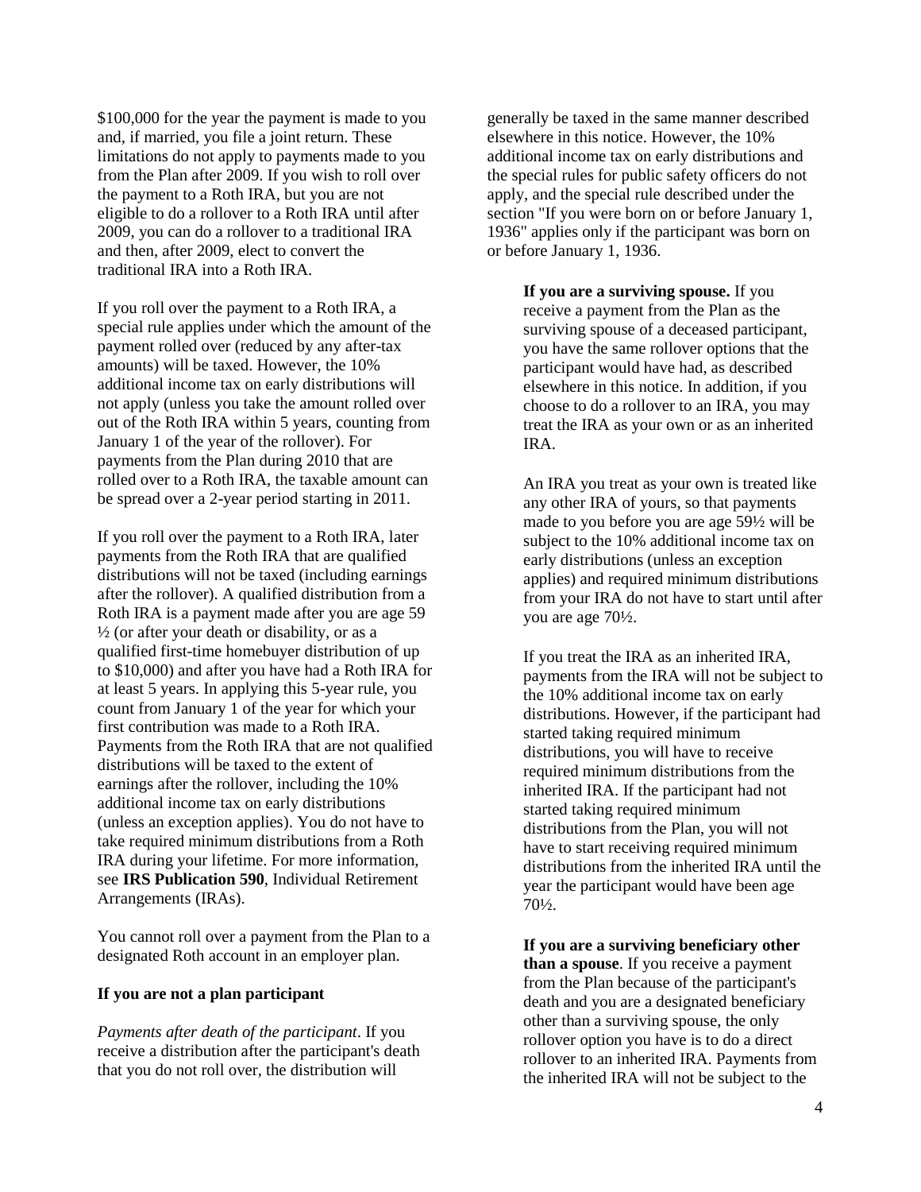$100,000 for the year the payment is made to you and, if married, you file a joint return. These limitations do not apply to payments made to you from the Plan after 2009. If you wish to roll over the payment to a Roth IRA, but you are not eligible to do a rollover to a Roth IRA until after 2009, you can do a rollover to a traditional IRA and then, after 2009, elect to convert the traditional IRA into a Roth IRA.

If you roll over the payment to a Roth IRA, a special rule applies under which the amount of the payment rolled over (reduced by any after-tax amounts) will be taxed. However, the 10% additional income tax on early distributions will not apply (unless you take the amount rolled over out of the Roth IRA within 5 years, counting from January 1 of the year of the rollover). For payments from the Plan during 2010 that are rolled over to a Roth IRA, the taxable amount can be spread over a 2-year period starting in 2011.

If you roll over the payment to a Roth IRA, later payments from the Roth IRA that are qualified distributions will not be taxed (including earnings after the rollover). A qualified distribution from a Roth IRA is a payment made after you are age 59 ½ (or after your death or disability, or as a qualified first-time homebuyer distribution of up to $10,000) and after you have had a Roth IRA for at least 5 years. In applying this 5-year rule, you count from January 1 of the year for which your first contribution was made to a Roth IRA. Payments from the Roth IRA that are not qualified distributions will be taxed to the extent of earnings after the rollover, including the 10% additional income tax on early distributions (unless an exception applies). You do not have to take required minimum distributions from a Roth IRA during your lifetime. For more information, see **IRS Publication 590**, Individual Retirement Arrangements (IRAs).

You cannot roll over a payment from the Plan to a designated Roth account in an employer plan.

**If you are not a plan participant**

*Payments after death of the participant*. If you receive a distribution after the participant's death that you do not roll over, the distribution will generally be taxed in the same manner described elsewhere in this notice. However, the 10% additional income tax on early distributions and the special rules for public safety officers do not apply, and the special rule described under the section "If you were born on or before January 1, 1936" applies only if the participant was born on or before January 1, 1936.

**If you are a surviving spouse.** If you receive a payment from the Plan as the surviving spouse of a deceased participant, you have the same rollover options that the participant would have had, as described elsewhere in this notice. In addition, if you choose to do a rollover to an IRA, you may treat the IRA as your own or as an inherited IRA.

An IRA you treat as your own is treated like any other IRA of yours, so that payments made to you before you are age 59½ will be subject to the 10% additional income tax on early distributions (unless an exception applies) and required minimum distributions from your IRA do not have to start until after you are age 70½.

If you treat the IRA as an inherited IRA, payments from the IRA will not be subject to the 10% additional income tax on early distributions. However, if the participant had started taking required minimum distributions, you will have to receive required minimum distributions from the inherited IRA. If the participant had not started taking required minimum distributions from the Plan, you will not have to start receiving required minimum distributions from the inherited IRA until the year the participant would have been age 70½.

**If you are a surviving beneficiary other than a spouse**. If you receive a payment from the Plan because of the participant's death and you are a designated beneficiary other than a surviving spouse, the only rollover option you have is to do a direct rollover to an inherited IRA. Payments from the inherited IRA will not be subject to the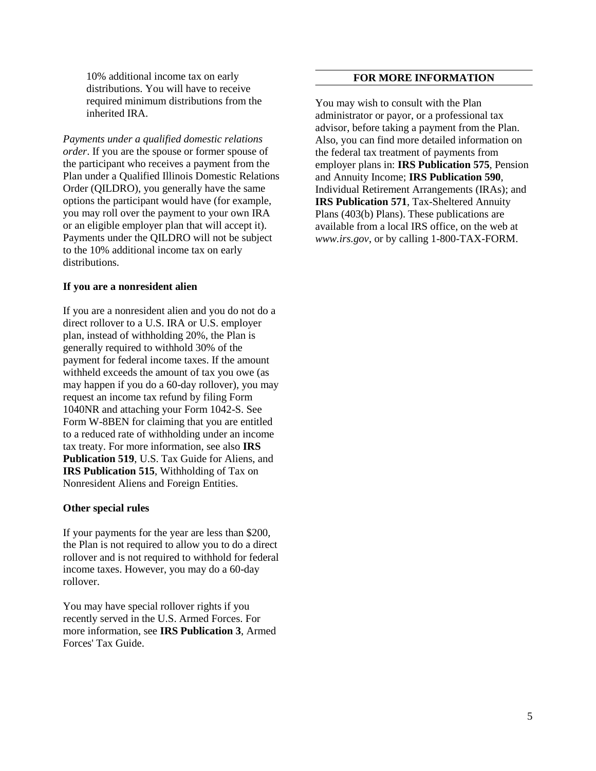10% additional income tax on early distributions. You will have to receive required minimum distributions from the inherited IRA.

*Payments under a qualified domestic relations order*. If you are the spouse or former spouse of the participant who receives a payment from the Plan under a Qualified Illinois Domestic Relations Order (QILDRO), you generally have the same options the participant would have (for example, you may roll over the payment to your own IRA or an eligible employer plan that will accept it). Payments under the QILDRO will not be subject to the 10% additional income tax on early distributions.

**If you are a nonresident alien**

If you are a nonresident alien and you do not do a direct rollover to a U.S. IRA or U.S. employer plan, instead of withholding 20%, the Plan is generally required to withhold 30% of the payment for federal income taxes. If the amount withheld exceeds the amount of tax you owe (as may happen if you do a 60-day rollover), you may request an income tax refund by filing Form 1040NR and attaching your Form 1042-S. See Form W-8BEN for claiming that you are entitled to a reduced rate of withholding under an income tax treaty. For more information, see also **IRS Publication 519**, U.S. Tax Guide for Aliens, and **IRS Publication 515**, Withholding of Tax on Nonresident Aliens and Foreign Entities.

**Other special rules**

If your payments for the year are less than $200, the Plan is not required to allow you to do a direct rollover and is not required to withhold for federal income taxes. However, you may do a 60-day rollover.

You may have special rollover rights if you recently served in the U.S. Armed Forces. For more information, see **IRS Publication 3**, Armed Forces' Tax Guide.

## FOR MORE INFORMATION

You may wish to consult with the Plan administrator or payor, or a professional tax advisor, before taking a payment from the Plan. Also, you can find more detailed information on the federal tax treatment of payments from employer plans in: **IRS Publication 575**, Pension and Annuity Income; **IRS Publication 590**, Individual Retirement Arrangements (IRAs); and **IRS Publication 571**, Tax-Sheltered Annuity Plans (403(b) Plans). These publications are available from a local IRS office, on the web at *www.irs.gov*, or by calling 1-800-TAX-FORM.